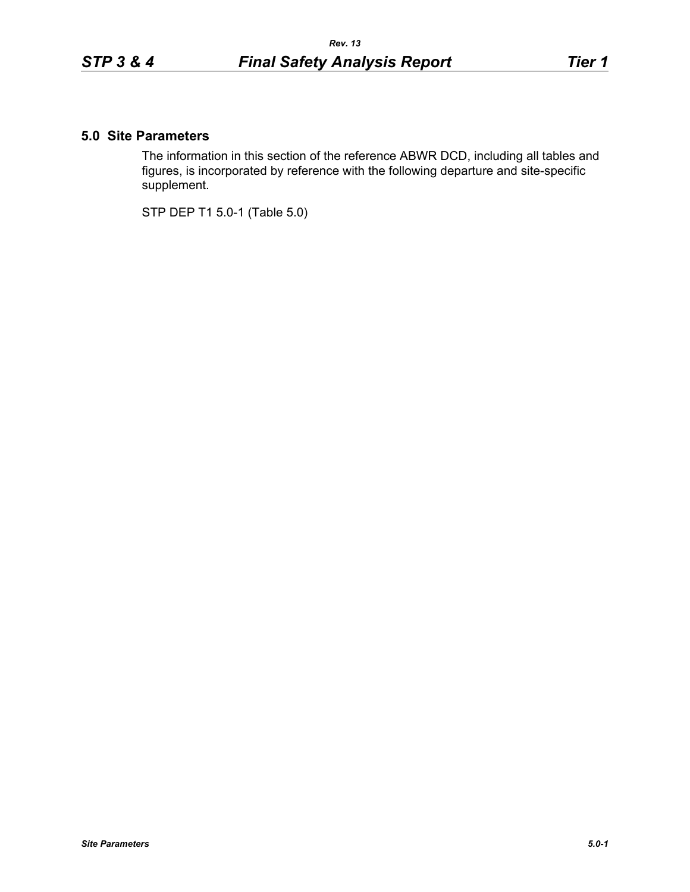## 5.0 Site Parameters

The information in this section of the reference ABWR DCD, including all tables and figures, is incorporated by reference with the following departure and site-specific supplement.

STP DEP T1 5.0-1 (Table 5.0)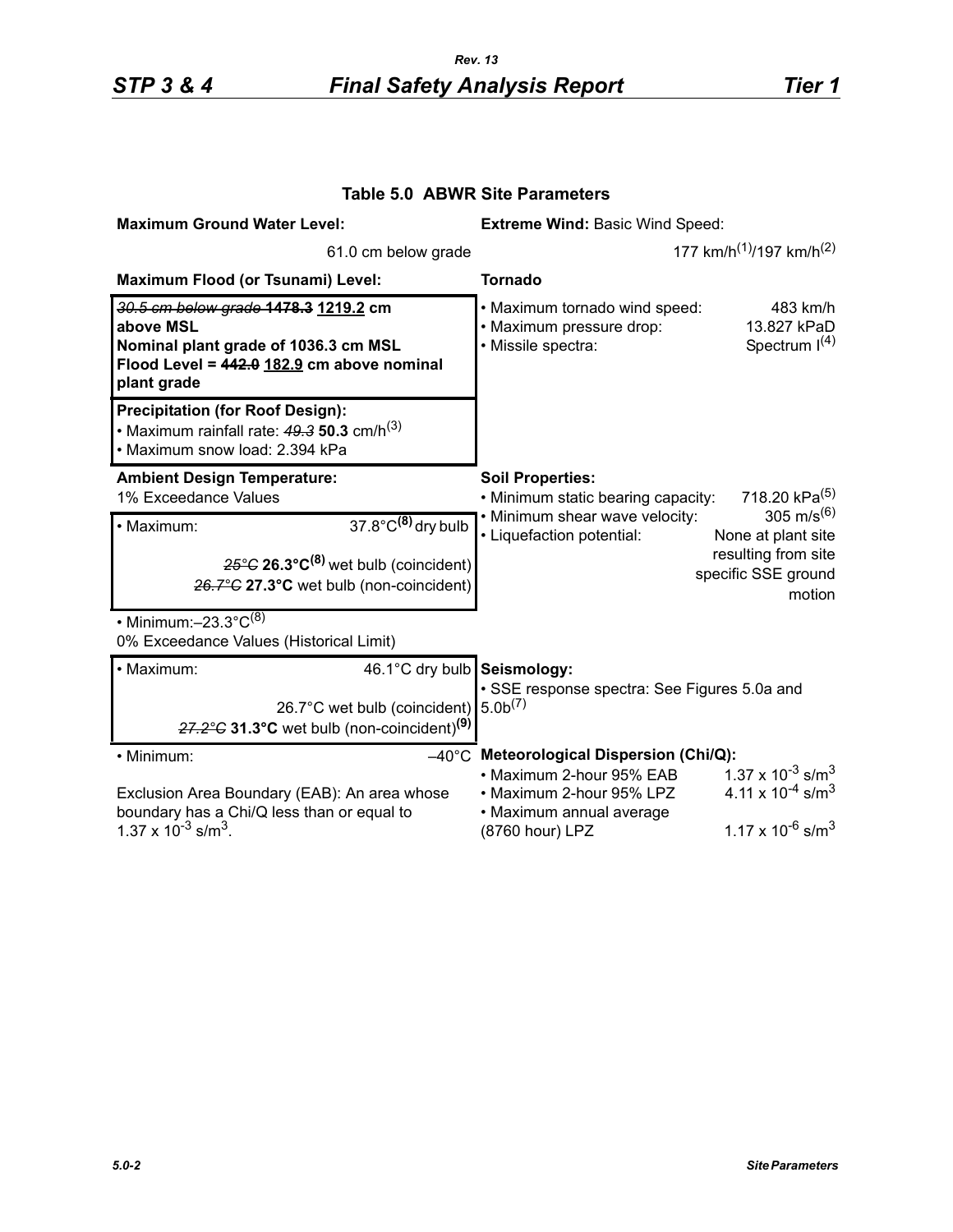## Table 5.0 ABWR Site Parameters

| | |
|---|---|
| **Maximum Ground Water Level:** 61.0 cm below grade | **Extreme Wind:** Basic Wind Speed: 177 km/h[1]/197 km/h[2] |
| **Maximum Flood (or Tsunami) Level:** ~~*30.5 cm below grade*~~ ~~**1478.3**~~ **<u>1219.2</u> cm above MSL** **Nominal plant grade of 1036.3 cm MSL** **Flood Level = ~~442.0~~ <u>182.9</u> cm above nominal plant grade** | **Tornado** • Maximum tornado wind speed: 483 km/h • Maximum pressure drop: 13.827 kPaD • Missile spectra: Spectrum I[4] |
| **Precipitation (for Roof Design):** • Maximum rainfall rate: ~~*49.3*~~ **50.3** cm/h[3] • Maximum snow load: 2.394 kPa | |
| **Ambient Design Temperature:** 1% Exceedance Values • Maximum: 37.8°C**[8]** dry bulb; ~~*25°C*~~ **26.3°C[8]** wet bulb (coincident); ~~*26.7°C*~~ **27.3°C** wet bulb (non-coincident) • Minimum: –23.3°C[8] | **Soil Properties:** • Minimum static bearing capacity: 718.20 kPa[5] • Minimum shear wave velocity: 305 m/s[6] • Liquefaction potential: None at plant site resulting from site specific SSE ground motion |
| 0% Exceedance Values (Historical Limit) • Maximum: 46.1°C dry bulb; 26.7°C wet bulb (coincident); ~~*27.2°C*~~ **31.3°C** wet bulb (non-coincident)**[9]** • Minimum: –40°C | **Seismology:** • SSE response spectra: See Figures 5.0a and 5.0b[7] |
| Exclusion Area Boundary (EAB): An area whose boundary has a Chi/Q less than or equal to $1.37 \times 10^{-3}$ s/m$^3$. | **Meteorological Dispersion (Chi/Q):** • Maximum 2-hour 95% EAB: $1.37 \times 10^{-3}$ s/m$^3$ • Maximum 2-hour 95% LPZ: $4.11 \times 10^{-4}$ s/m$^3$ • Maximum annual average (8760 hour) LPZ: $1.17 \times 10^{-6}$ s/m$^3$ |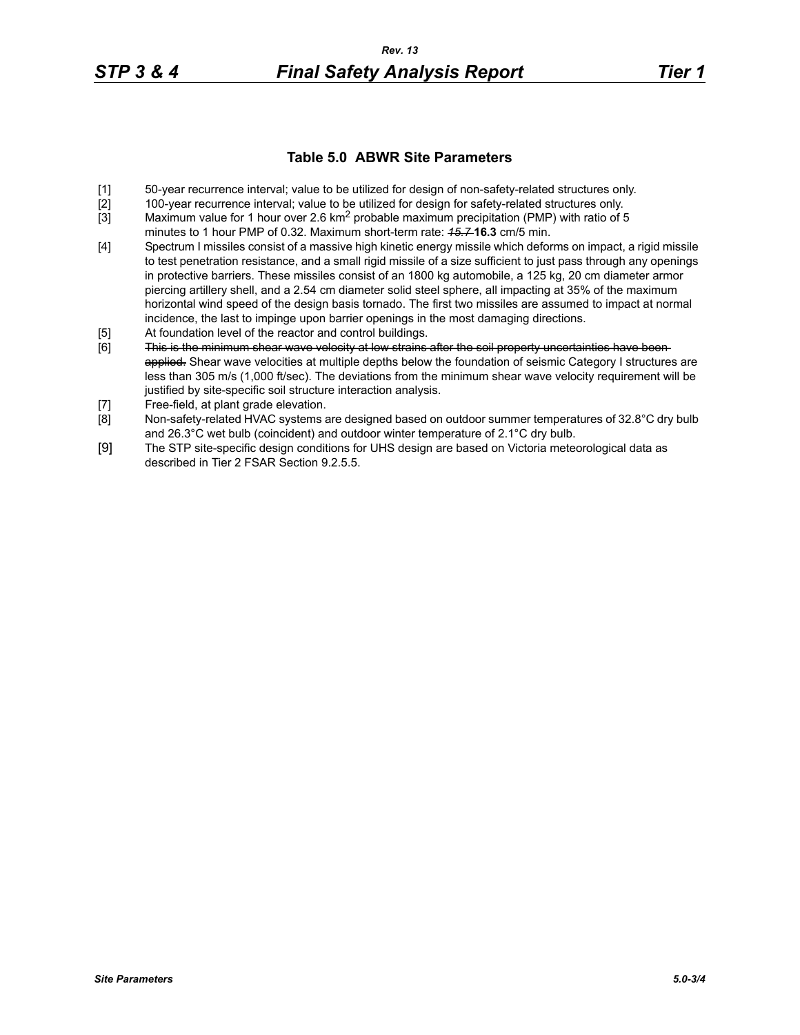### Table 5.0 ABWR Site Parameters

[1] 50-year recurrence interval; value to be utilized for design of non-safety-related structures only.

[2] 100-year recurrence interval; value to be utilized for design for safety-related structures only.

[3] Maximum value for 1 hour over 2.6 $km^2$ probable maximum precipitation (PMP) with ratio of 5 minutes to 1 hour PMP of 0.32. Maximum short-term rate: ~~*15.7*~~ **16.3** cm/5 min.

[4] Spectrum I missiles consist of a massive high kinetic energy missile which deforms on impact, a rigid missile to test penetration resistance, and a small rigid missile of a size sufficient to just pass through any openings in protective barriers. These missiles consist of an 1800 kg automobile, a 125 kg, 20 cm diameter armor piercing artillery shell, and a 2.54 cm diameter solid steel sphere, all impacting at 35% of the maximum horizontal wind speed of the design basis tornado. The first two missiles are assumed to impact at normal incidence, the last to impinge upon barrier openings in the most damaging directions.

[5] At foundation level of the reactor and control buildings.

[6] ~~This is the minimum shear wave velocity at low strains after the soil property uncertainties have been applied.~~ Shear wave velocities at multiple depths below the foundation of seismic Category I structures are less than 305 m/s (1,000 ft/sec). The deviations from the minimum shear wave velocity requirement will be justified by site-specific soil structure interaction analysis.

[7] Free-field, at plant grade elevation.

[8] Non-safety-related HVAC systems are designed based on outdoor summer temperatures of 32.8°C dry bulb and 26.3°C wet bulb (coincident) and outdoor winter temperature of 2.1°C dry bulb.

[9] The STP site-specific design conditions for UHS design are based on Victoria meteorological data as described in Tier 2 FSAR Section 9.2.5.5.